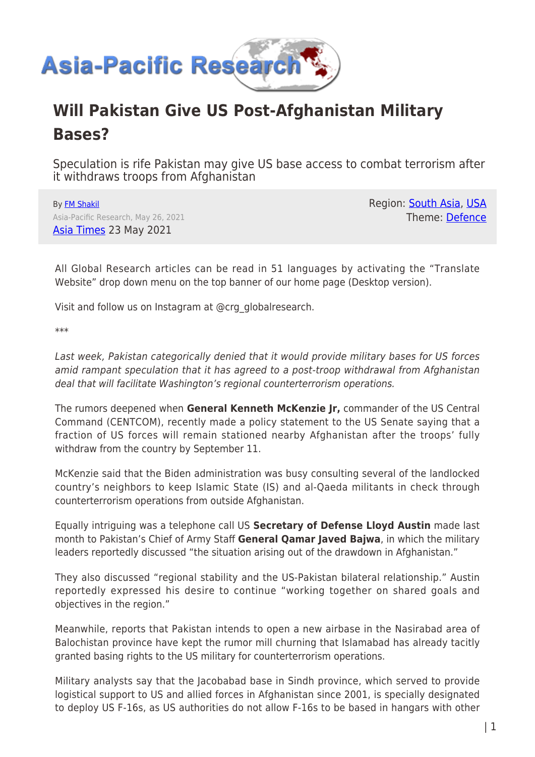Asia-Pacific Research

# Will Pakistan Give US Post-Afghanistan Military Bases?

Speculation is rife Pakistan may give US base access to combat terrorism after it withdraws troops from Afghanistan

By FM Shakil
Asia-Pacific Research, May 26, 2021
Asia Times 23 May 2021

Region: South Asia, USA
Theme: Defence

All Global Research articles can be read in 51 languages by activating the "Translate Website" drop down menu on the top banner of our home page (Desktop version).

Visit and follow us on Instagram at @crg_globalresearch.

***

*Last week, Pakistan categorically denied that it would provide military bases for US forces amid rampant speculation that it has agreed to a post-troop withdrawal from Afghanistan deal that will facilitate Washington's regional counterterrorism operations.*

The rumors deepened when **General Kenneth McKenzie Jr,** commander of the US Central Command (CENTCOM), recently made a policy statement to the US Senate saying that a fraction of US forces will remain stationed nearby Afghanistan after the troops' fully withdraw from the country by September 11.

McKenzie said that the Biden administration was busy consulting several of the landlocked country's neighbors to keep Islamic State (IS) and al-Qaeda militants in check through counterterrorism operations from outside Afghanistan.

Equally intriguing was a telephone call US **Secretary of Defense Lloyd Austin** made last month to Pakistan's Chief of Army Staff **General Qamar Javed Bajwa**, in which the military leaders reportedly discussed "the situation arising out of the drawdown in Afghanistan."

They also discussed "regional stability and the US-Pakistan bilateral relationship." Austin reportedly expressed his desire to continue "working together on shared goals and objectives in the region."

Meanwhile, reports that Pakistan intends to open a new airbase in the Nasirabad area of Balochistan province have kept the rumor mill churning that Islamabad has already tacitly granted basing rights to the US military for counterterrorism operations.

Military analysts say that the Jacobabad base in Sindh province, which served to provide logistical support to US and allied forces in Afghanistan since 2001, is specially designated to deploy US F-16s, as US authorities do not allow F-16s to be based in hangars with other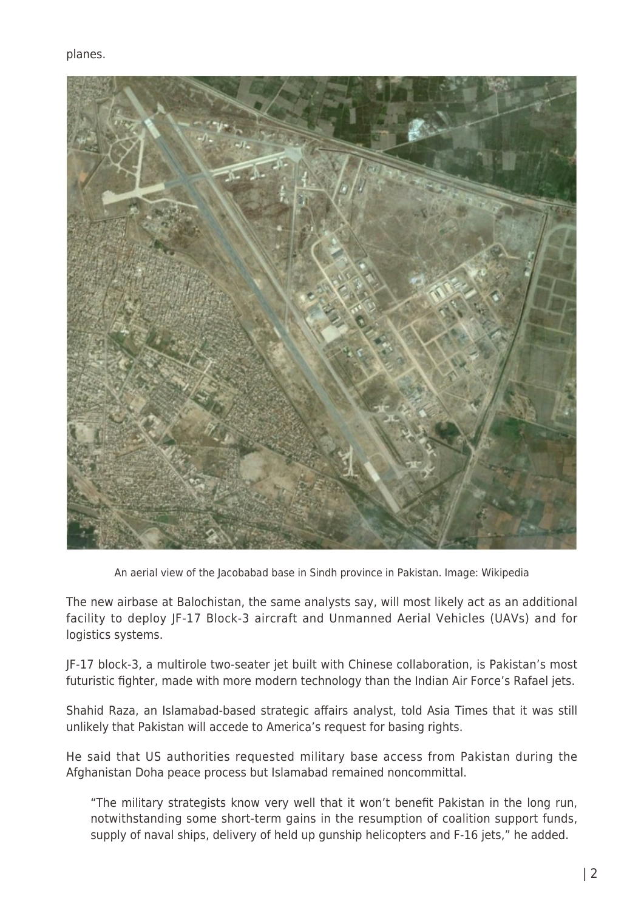planes.

An aerial view of the Jacobabad base in Sindh province in Pakistan. Image: Wikipedia

The new airbase at Balochistan, the same analysts say, will most likely act as an additional facility to deploy JF-17 Block-3 aircraft and Unmanned Aerial Vehicles (UAVs) and for logistics systems.

JF-17 block-3, a multirole two-seater jet built with Chinese collaboration, is Pakistan's most futuristic fighter, made with more modern technology than the Indian Air Force's Rafael jets.

Shahid Raza, an Islamabad-based strategic affairs analyst, told Asia Times that it was still unlikely that Pakistan will accede to America's request for basing rights.

He said that US authorities requested military base access from Pakistan during the Afghanistan Doha peace process but Islamabad remained noncommittal.

> "The military strategists know very well that it won't benefit Pakistan in the long run, notwithstanding some short-term gains in the resumption of coalition support funds, supply of naval ships, delivery of held up gunship helicopters and F-16 jets," he added.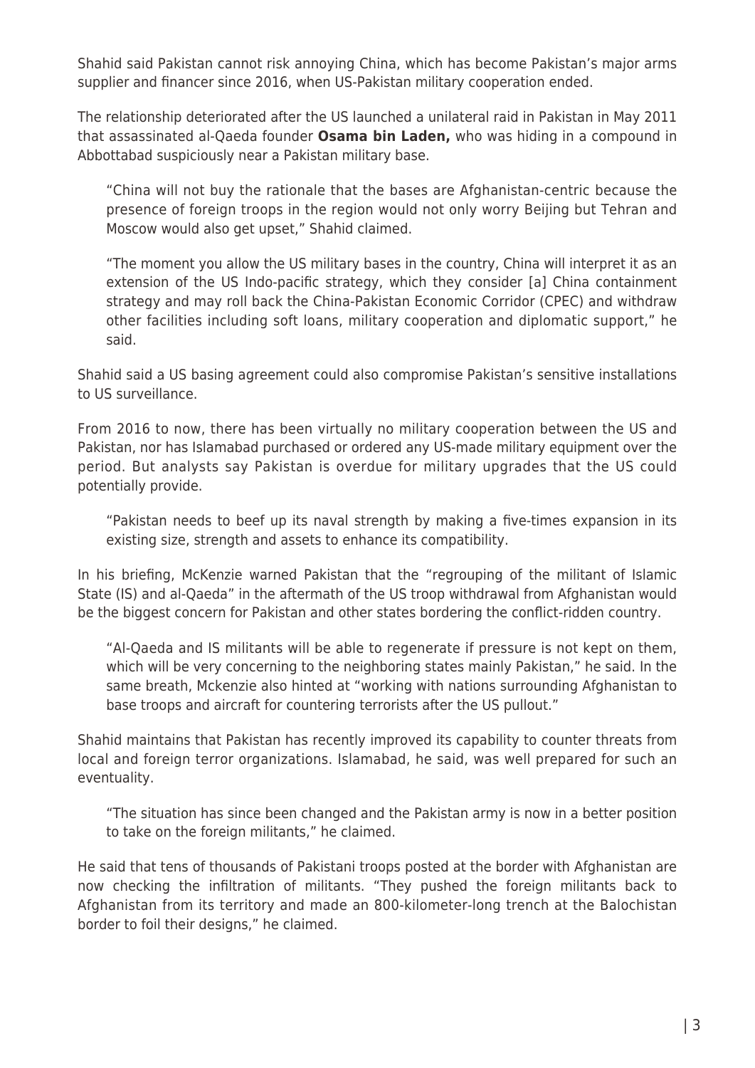Shahid said Pakistan cannot risk annoying China, which has become Pakistan's major arms supplier and financer since 2016, when US-Pakistan military cooperation ended.

The relationship deteriorated after the US launched a unilateral raid in Pakistan in May 2011 that assassinated al-Qaeda founder **Osama bin Laden,** who was hiding in a compound in Abbottabad suspiciously near a Pakistan military base.

> "China will not buy the rationale that the bases are Afghanistan-centric because the presence of foreign troops in the region would not only worry Beijing but Tehran and Moscow would also get upset," Shahid claimed.
>
> "The moment you allow the US military bases in the country, China will interpret it as an extension of the US Indo-pacific strategy, which they consider [a] China containment strategy and may roll back the China-Pakistan Economic Corridor (CPEC) and withdraw other facilities including soft loans, military cooperation and diplomatic support," he said.

Shahid said a US basing agreement could also compromise Pakistan's sensitive installations to US surveillance.

From 2016 to now, there has been virtually no military cooperation between the US and Pakistan, nor has Islamabad purchased or ordered any US-made military equipment over the period. But analysts say Pakistan is overdue for military upgrades that the US could potentially provide.

> "Pakistan needs to beef up its naval strength by making a five-times expansion in its existing size, strength and assets to enhance its compatibility.

In his briefing, McKenzie warned Pakistan that the "regrouping of the militant of Islamic State (IS) and al-Qaeda" in the aftermath of the US troop withdrawal from Afghanistan would be the biggest concern for Pakistan and other states bordering the conflict-ridden country.

> "Al-Qaeda and IS militants will be able to regenerate if pressure is not kept on them, which will be very concerning to the neighboring states mainly Pakistan," he said. In the same breath, Mckenzie also hinted at "working with nations surrounding Afghanistan to base troops and aircraft for countering terrorists after the US pullout."

Shahid maintains that Pakistan has recently improved its capability to counter threats from local and foreign terror organizations. Islamabad, he said, was well prepared for such an eventuality.

> "The situation has since been changed and the Pakistan army is now in a better position to take on the foreign militants," he claimed.

He said that tens of thousands of Pakistani troops posted at the border with Afghanistan are now checking the infiltration of militants. "They pushed the foreign militants back to Afghanistan from its territory and made an 800-kilometer-long trench at the Balochistan border to foil their designs," he claimed.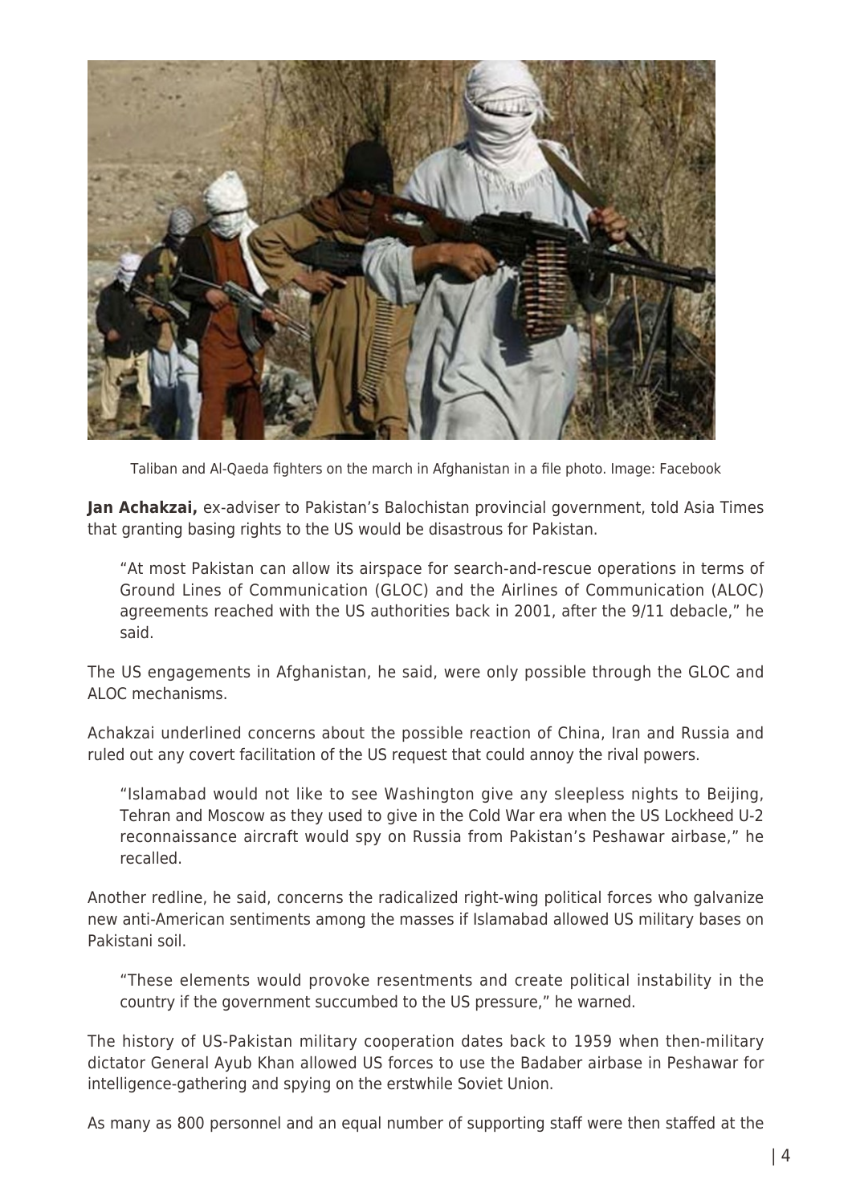Taliban and Al-Qaeda fighters on the march in Afghanistan in a file photo. Image: Facebook

**Jan Achakzai,** ex-adviser to Pakistan's Balochistan provincial government, told Asia Times that granting basing rights to the US would be disastrous for Pakistan.

> "At most Pakistan can allow its airspace for search-and-rescue operations in terms of Ground Lines of Communication (GLOC) and the Airlines of Communication (ALOC) agreements reached with the US authorities back in 2001, after the 9/11 debacle," he said.

The US engagements in Afghanistan, he said, were only possible through the GLOC and ALOC mechanisms.

Achakzai underlined concerns about the possible reaction of China, Iran and Russia and ruled out any covert facilitation of the US request that could annoy the rival powers.

> "Islamabad would not like to see Washington give any sleepless nights to Beijing, Tehran and Moscow as they used to give in the Cold War era when the US Lockheed U-2 reconnaissance aircraft would spy on Russia from Pakistan's Peshawar airbase," he recalled.

Another redline, he said, concerns the radicalized right-wing political forces who galvanize new anti-American sentiments among the masses if Islamabad allowed US military bases on Pakistani soil.

> "These elements would provoke resentments and create political instability in the country if the government succumbed to the US pressure," he warned.

The history of US-Pakistan military cooperation dates back to 1959 when then-military dictator General Ayub Khan allowed US forces to use the Badaber airbase in Peshawar for intelligence-gathering and spying on the erstwhile Soviet Union.

As many as 800 personnel and an equal number of supporting staff were then staffed at the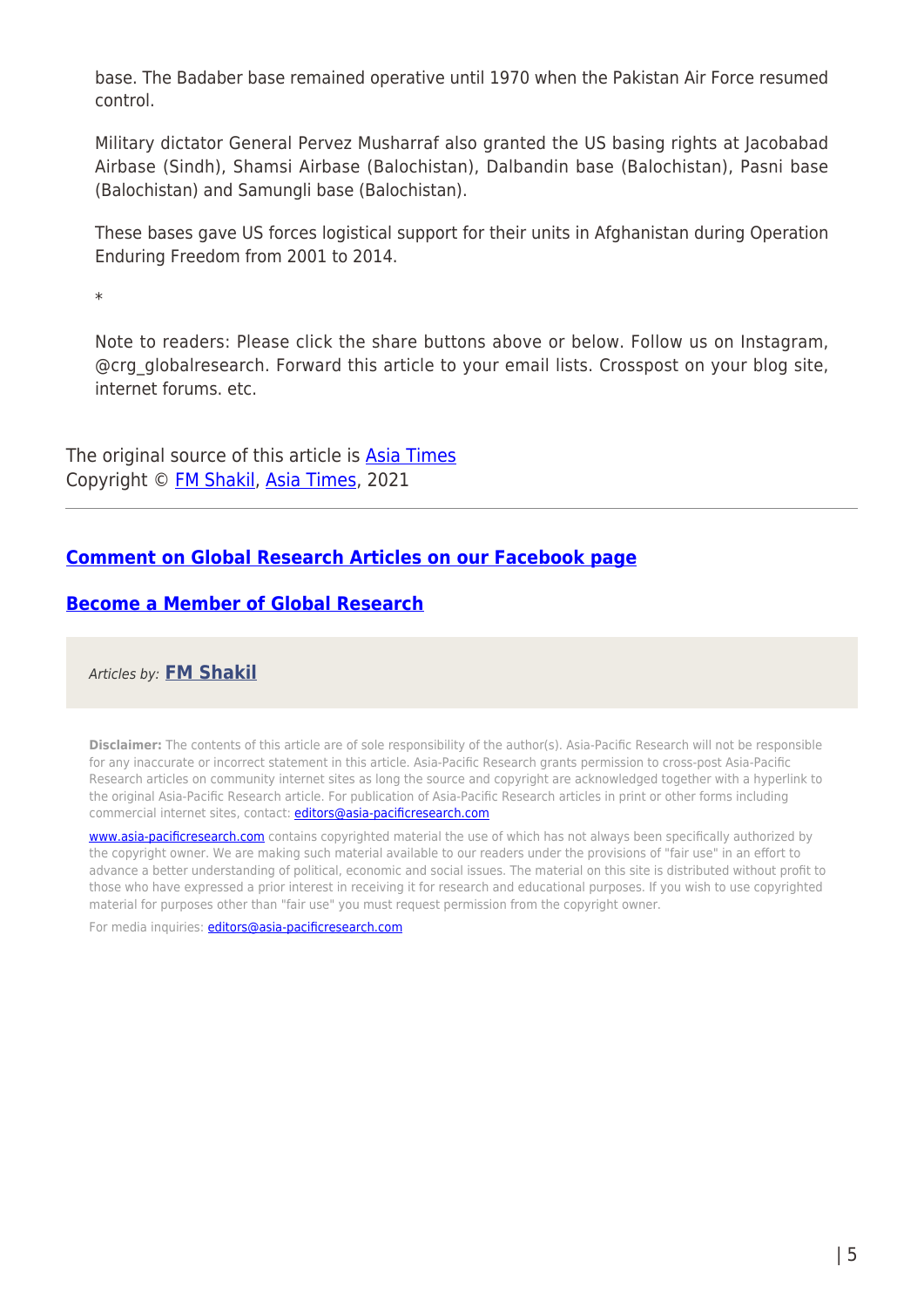base. The Badaber base remained operative until 1970 when the Pakistan Air Force resumed control.

Military dictator General Pervez Musharraf also granted the US basing rights at Jacobabad Airbase (Sindh), Shamsi Airbase (Balochistan), Dalbandin base (Balochistan), Pasni base (Balochistan) and Samungli base (Balochistan).

These bases gave US forces logistical support for their units in Afghanistan during Operation Enduring Freedom from 2001 to 2014.

*

Note to readers: Please click the share buttons above or below. Follow us on Instagram, @crg_globalresearch. Forward this article to your email lists. Crosspost on your blog site, internet forums. etc.

The original source of this article is Asia Times
Copyright © FM Shakil, Asia Times, 2021

---

**Comment on Global Research Articles on our Facebook page**

**Become a Member of Global Research**

*Articles by:* **FM Shakil**

**Disclaimer:** The contents of this article are of sole responsibility of the author(s). Asia-Pacific Research will not be responsible for any inaccurate or incorrect statement in this article. Asia-Pacific Research grants permission to cross-post Asia-Pacific Research articles on community internet sites as long the source and copyright are acknowledged together with a hyperlink to the original Asia-Pacific Research article. For publication of Asia-Pacific Research articles in print or other forms including commercial internet sites, contact: editors@asia-pacificresearch.com

www.asia-pacificresearch.com contains copyrighted material the use of which has not always been specifically authorized by the copyright owner. We are making such material available to our readers under the provisions of "fair use" in an effort to advance a better understanding of political, economic and social issues. The material on this site is distributed without profit to those who have expressed a prior interest in receiving it for research and educational purposes. If you wish to use copyrighted material for purposes other than "fair use" you must request permission from the copyright owner.

For media inquiries: editors@asia-pacificresearch.com